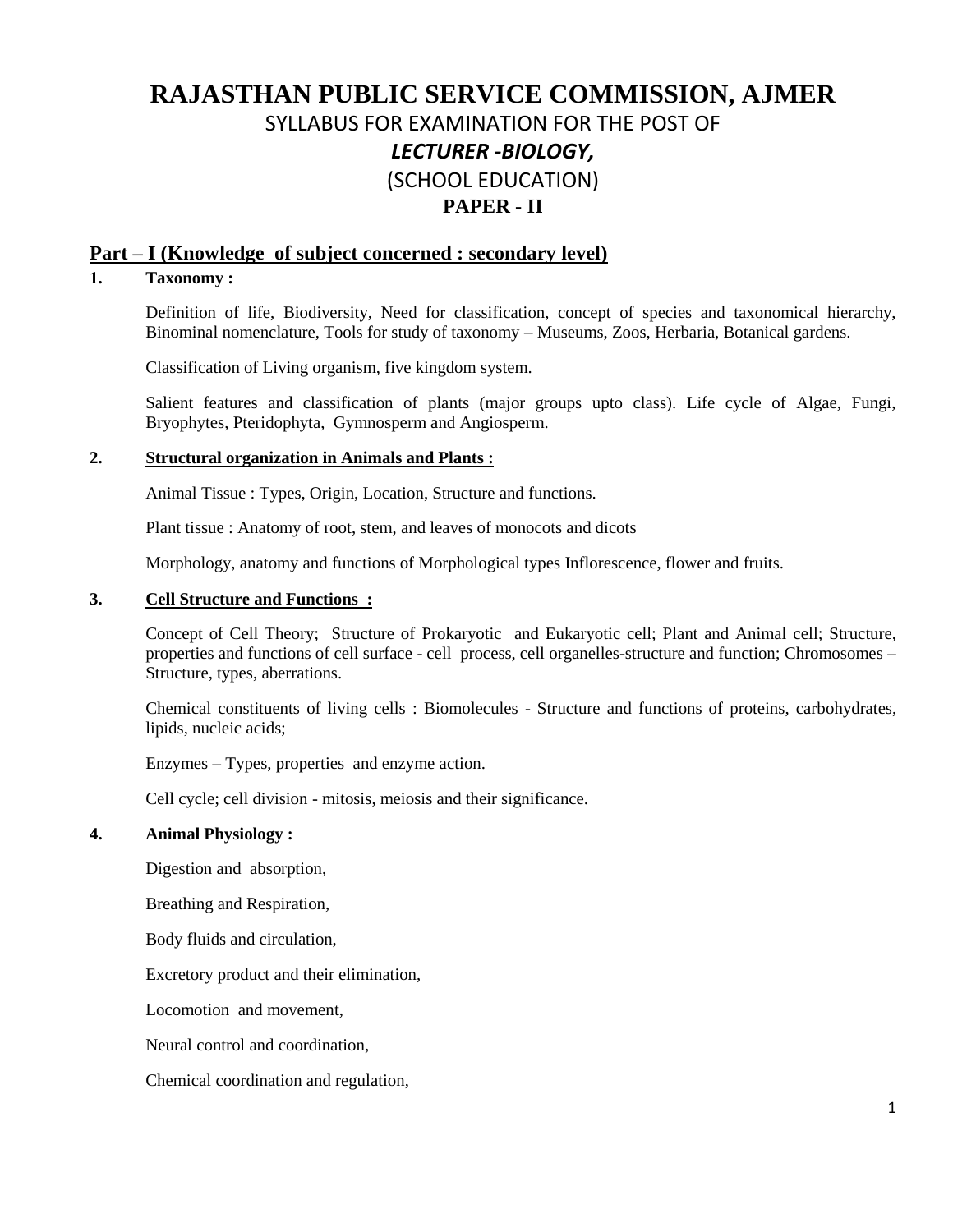# RAJASTHAN PUBLIC SERVICE COMMISSION, AJMER

## SYLLABUS FOR EXAMINATION FOR THE POST OF

## *LECTURER -BIOLOGY,*

## (SCHOOL EDUCATION)

## PAPER - II

### Part – I (Knowledge of subject concerned : secondary level)

**1. Taxonomy :**

Definition of life, Biodiversity, Need for classification, concept of species and taxonomical hierarchy, Binominal nomenclature, Tools for study of taxonomy – Museums, Zoos, Herbaria, Botanical gardens.

Classification of Living organism, five kingdom system.

Salient features and classification of plants (major groups upto class). Life cycle of Algae, Fungi, Bryophytes, Pteridophyta, Gymnosperm and Angiosperm.

**2. Structural organization in Animals and Plants :**

Animal Tissue : Types, Origin, Location, Structure and functions.

Plant tissue : Anatomy of root, stem, and leaves of monocots and dicots

Morphology, anatomy and functions of Morphological types Inflorescence, flower and fruits.

**3. Cell Structure and Functions :**

Concept of Cell Theory; Structure of Prokaryotic and Eukaryotic cell; Plant and Animal cell; Structure, properties and functions of cell surface - cell process, cell organelles-structure and function; Chromosomes – Structure, types, aberrations.

Chemical constituents of living cells : Biomolecules - Structure and functions of proteins, carbohydrates, lipids, nucleic acids;

Enzymes – Types, properties and enzyme action.

Cell cycle; cell division - mitosis, meiosis and their significance.

**4. Animal Physiology :**

Digestion and absorption,

Breathing and Respiration,

Body fluids and circulation,

Excretory product and their elimination,

Locomotion and movement,

Neural control and coordination,

Chemical coordination and regulation,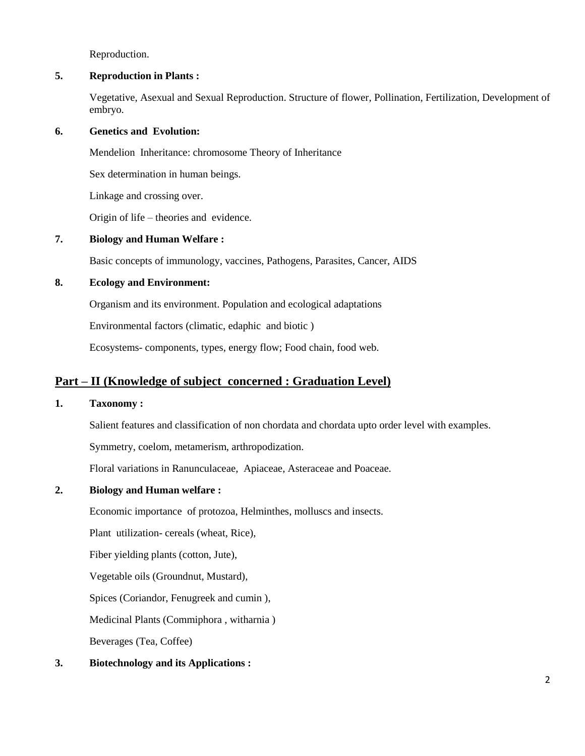Reproduction.

**5. Reproduction in Plants :**

Vegetative, Asexual and Sexual Reproduction. Structure of flower, Pollination, Fertilization, Development of embryo.

**6. Genetics and Evolution:**

Mendelion Inheritance: chromosome Theory of Inheritance

Sex determination in human beings.

Linkage and crossing over.

Origin of life – theories and evidence.

**7. Biology and Human Welfare :**

Basic concepts of immunology, vaccines, Pathogens, Parasites, Cancer, AIDS

**8. Ecology and Environment:**

Organism and its environment. Population and ecological adaptations

Environmental factors (climatic, edaphic and biotic )

Ecosystems- components, types, energy flow; Food chain, food web.

## Part – II (Knowledge of subject concerned : Graduation Level)

**1. Taxonomy :**

Salient features and classification of non chordata and chordata upto order level with examples.

Symmetry, coelom, metamerism, arthropodization.

Floral variations in Ranunculaceae, Apiaceae, Asteraceae and Poaceae.

**2. Biology and Human welfare :**

Economic importance of protozoa, Helminthes, molluscs and insects.

Plant utilization- cereals (wheat, Rice),

Fiber yielding plants (cotton, Jute),

Vegetable oils (Groundnut, Mustard),

Spices (Coriandor, Fenugreek and cumin ),

Medicinal Plants (Commiphora , witharnia )

Beverages (Tea, Coffee)

**3. Biotechnology and its Applications :**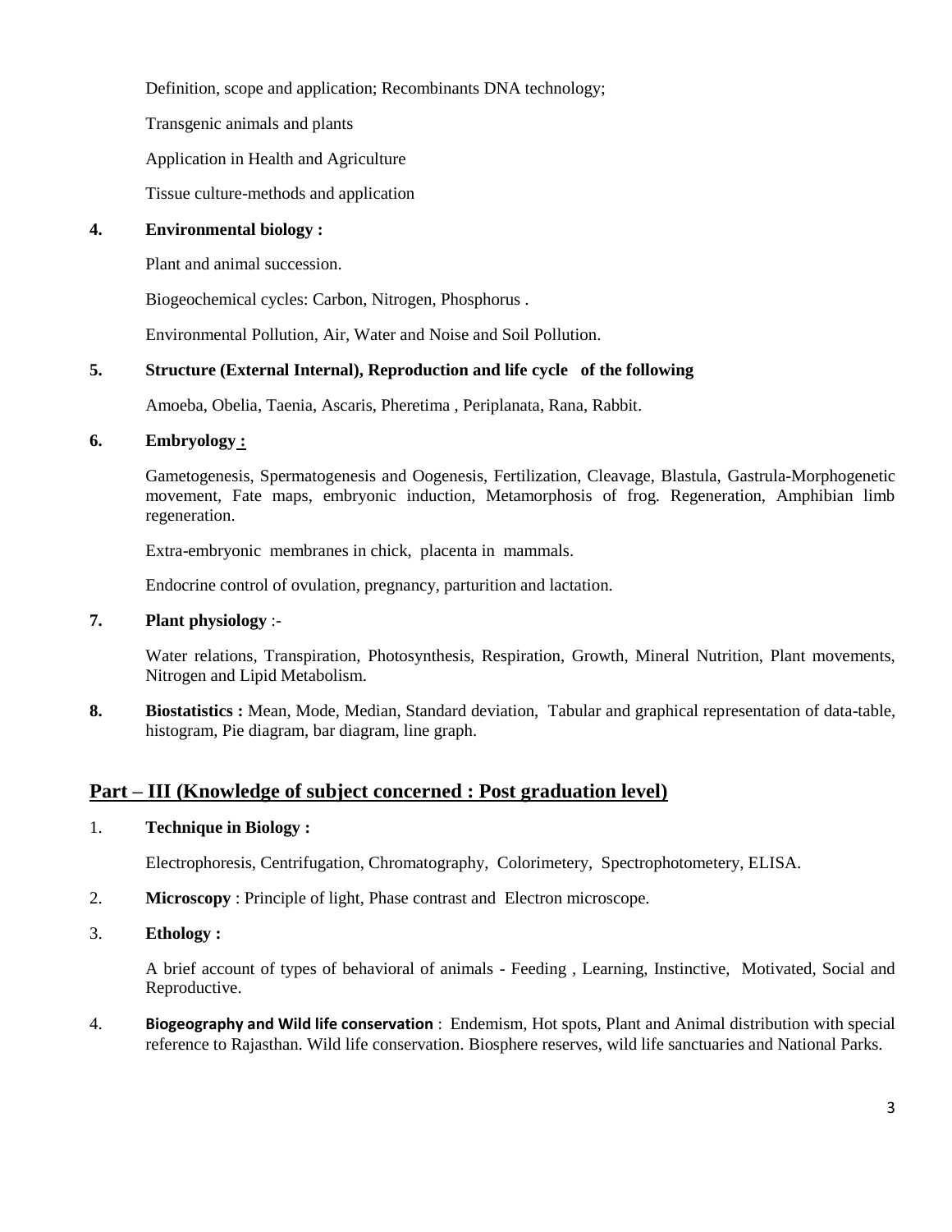Definition, scope and application; Recombinants DNA technology;

Transgenic animals and plants

Application in Health and Agriculture

Tissue culture-methods and application

**4. Environmental biology :**

Plant and animal succession.

Biogeochemical cycles: Carbon, Nitrogen, Phosphorus .

Environmental Pollution, Air, Water and Noise and Soil Pollution.

**5. Structure (External Internal), Reproduction and life cycle of the following**

Amoeba, Obelia, Taenia, Ascaris, Pheretima , Periplanata, Rana, Rabbit.

**6. Embryology :**

Gametogenesis, Spermatogenesis and Oogenesis, Fertilization, Cleavage, Blastula, Gastrula-Morphogenetic movement, Fate maps, embryonic induction, Metamorphosis of frog. Regeneration, Amphibian limb regeneration.

Extra-embryonic membranes in chick, placenta in mammals.

Endocrine control of ovulation, pregnancy, parturition and lactation.

**7. Plant physiology** :-

Water relations, Transpiration, Photosynthesis, Respiration, Growth, Mineral Nutrition, Plant movements, Nitrogen and Lipid Metabolism.

**8. Biostatistics :** Mean, Mode, Median, Standard deviation, Tabular and graphical representation of data-table, histogram, Pie diagram, bar diagram, line graph.

## Part – III (Knowledge of subject concerned : Post graduation level)

1. **Technique in Biology :**

   Electrophoresis, Centrifugation, Chromatography, Colorimetery, Spectrophotometery, ELISA.

2. **Microscopy** : Principle of light, Phase contrast and Electron microscope.

3. **Ethology :**

   A brief account of types of behavioral of animals - Feeding , Learning, Instinctive, Motivated, Social and Reproductive.

4. **Biogeography and Wild life conservation** : Endemism, Hot spots, Plant and Animal distribution with special reference to Rajasthan. Wild life conservation. Biosphere reserves, wild life sanctuaries and National Parks.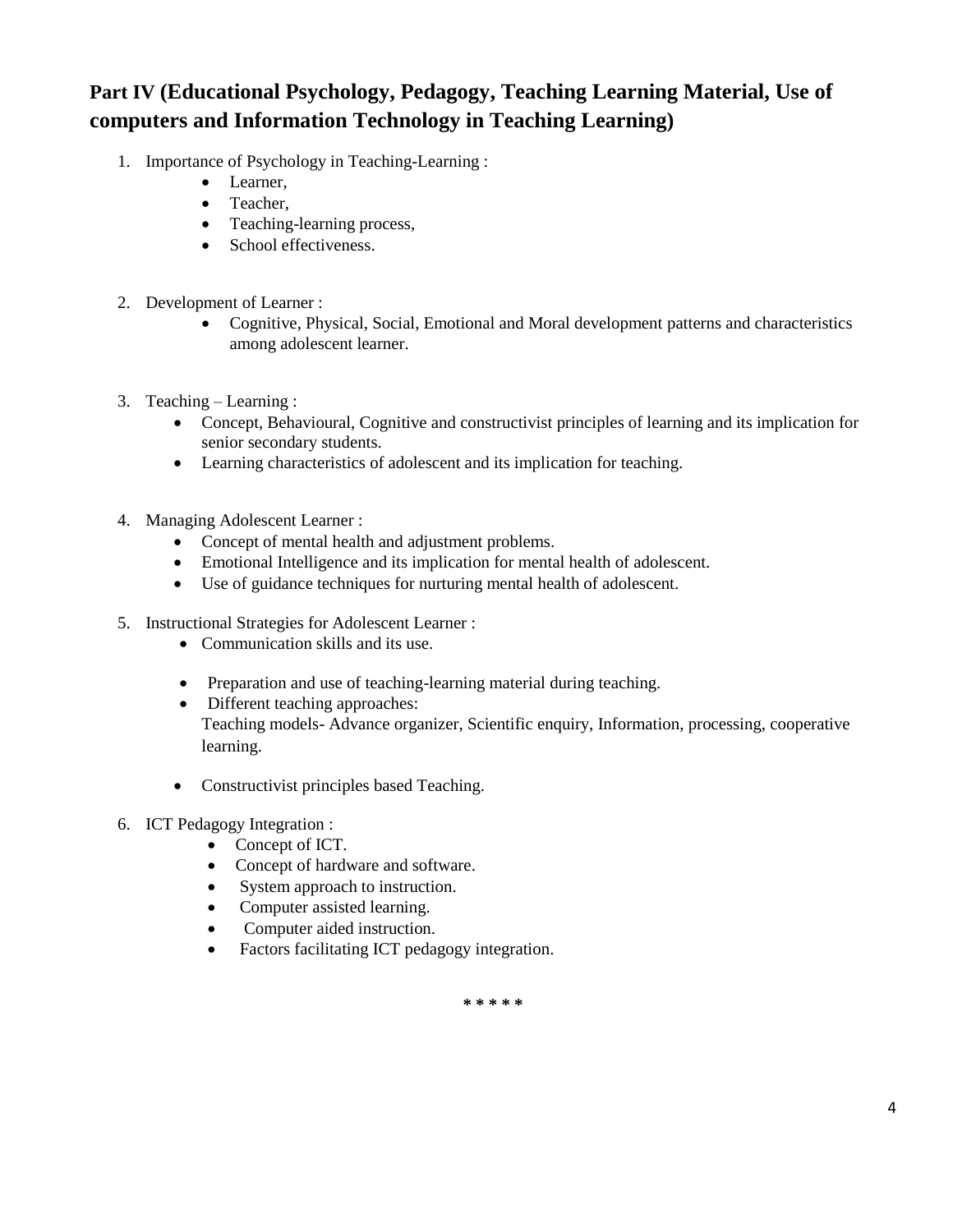## Part IV (Educational Psychology, Pedagogy, Teaching Learning Material, Use of computers and Information Technology in Teaching Learning)

1. Importance of Psychology in Teaching-Learning :
    - Learner,
    - Teacher,
    - Teaching-learning process,
    - School effectiveness.

2. Development of Learner :
    - Cognitive, Physical, Social, Emotional and Moral development patterns and characteristics among adolescent learner.

3. Teaching – Learning :
    - Concept, Behavioural, Cognitive and constructivist principles of learning and its implication for senior secondary students.
    - Learning characteristics of adolescent and its implication for teaching.

4. Managing Adolescent Learner :
    - Concept of mental health and adjustment problems.
    - Emotional Intelligence and its implication for mental health of adolescent.
    - Use of guidance techniques for nurturing mental health of adolescent.

5. Instructional Strategies for Adolescent Learner :
    - Communication skills and its use.
    - Preparation and use of teaching-learning material during teaching.
    - Different teaching approaches:
      Teaching models- Advance organizer, Scientific enquiry, Information, processing, cooperative learning.
    - Constructivist principles based Teaching.

6. ICT Pedagogy Integration :
    - Concept of ICT.
    - Concept of hardware and software.
    - System approach to instruction.
    - Computer assisted learning.
    - Computer aided instruction.
    - Factors facilitating ICT pedagogy integration.

\* \* \* \* \*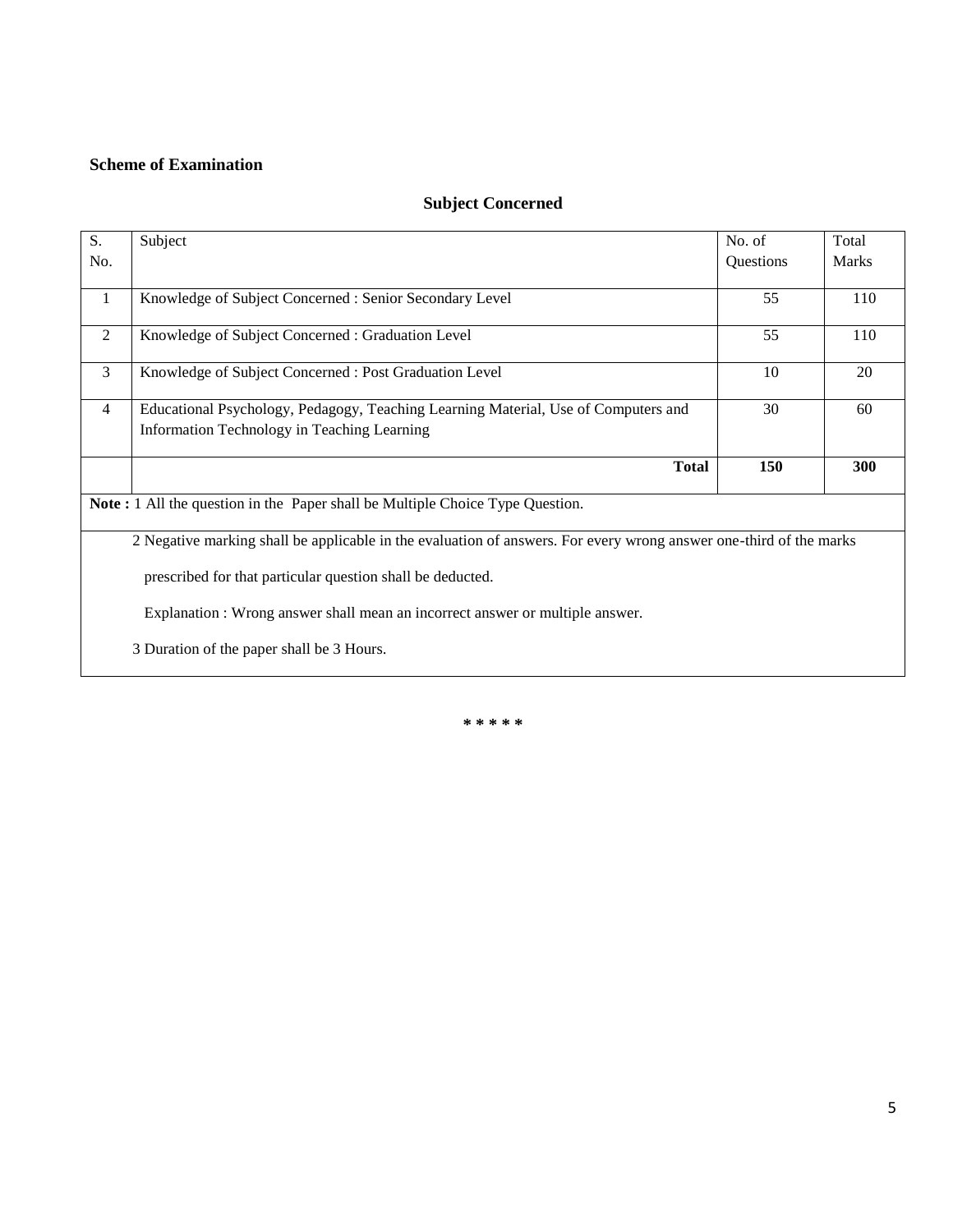**Scheme of Examination**

**Subject Concerned**

| S. No. | Subject | No. of Questions | Total Marks |
|---|---|---|---|
| 1 | Knowledge of Subject Concerned : Senior Secondary Level | 55 | 110 |
| 2 | Knowledge of Subject Concerned : Graduation Level | 55 | 110 |
| 3 | Knowledge of Subject Concerned : Post Graduation Level | 10 | 20 |
| 4 | Educational Psychology, Pedagogy, Teaching Learning Material, Use of Computers and Information Technology in Teaching Learning | 30 | 60 |
| | **Total** | **150** | **300** |

**Note :** 1 All the question in the Paper shall be Multiple Choice Type Question.

2 Negative marking shall be applicable in the evaluation of answers. For every wrong answer one-third of the marks prescribed for that particular question shall be deducted.

Explanation : Wrong answer shall mean an incorrect answer or multiple answer.

3 Duration of the paper shall be 3 Hours.

**\* \* \* \* \***